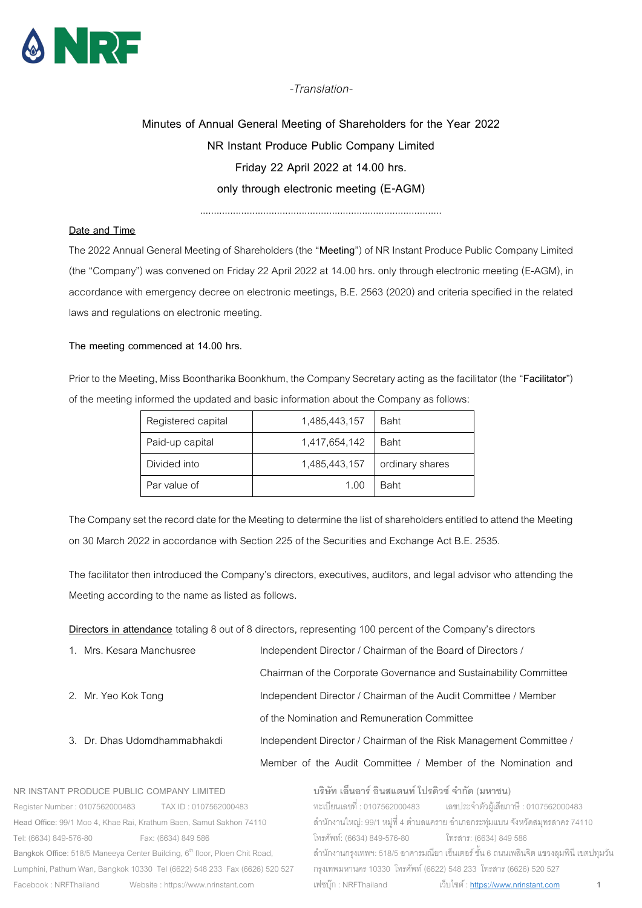*-Translation-*

**Minutes of Annual General Meeting of Shareholders for the Year 2022**
**NR Instant Produce Public Company Limited**
**Friday 22 April 2022 at 14.00 hrs.**
**only through electronic meeting (E-AGM)**

.......................................................................................

<u>Date and Time</u>

The 2022 Annual General Meeting of Shareholders (the "**Meeting**") of NR Instant Produce Public Company Limited (the "Company") was convened on Friday 22 April 2022 at 14.00 hrs. only through electronic meeting (E-AGM), in accordance with emergency decree on electronic meetings, B.E. 2563 (2020) and criteria specified in the related laws and regulations on electronic meeting.

**The meeting commenced at 14.00 hrs.**

Prior to the Meeting, Miss Boontharika Boonkhum, the Company Secretary acting as the facilitator (the "**Facilitator**") of the meeting informed the updated and basic information about the Company as follows:

| Registered capital | 1,485,443,157 | Baht |
|---|---|---|
| Paid-up capital | 1,417,654,142 | Baht |
| Divided into | 1,485,443,157 | ordinary shares |
| Par value of | 1.00 | Baht |

The Company set the record date for the Meeting to determine the list of shareholders entitled to attend the Meeting on 30 March 2022 in accordance with Section 225 of the Securities and Exchange Act B.E. 2535.

The facilitator then introduced the Company's directors, executives, auditors, and legal advisor who attending the Meeting according to the name as listed as follows.

<u>Directors in attendance</u> totaling 8 out of 8 directors, representing 100 percent of the Company's directors

1. Mrs. Kesara Manchusree — Independent Director / Chairman of the Board of Directors / Chairman of the Corporate Governance and Sustainability Committee
2. Mr. Yeo Kok Tong — Independent Director / Chairman of the Audit Committee / Member of the Nomination and Remuneration Committee
3. Dr. Dhas Udomdhammabhakdi — Independent Director / Chairman of the Risk Management Committee / Member of the Audit Committee / Member of the Nomination and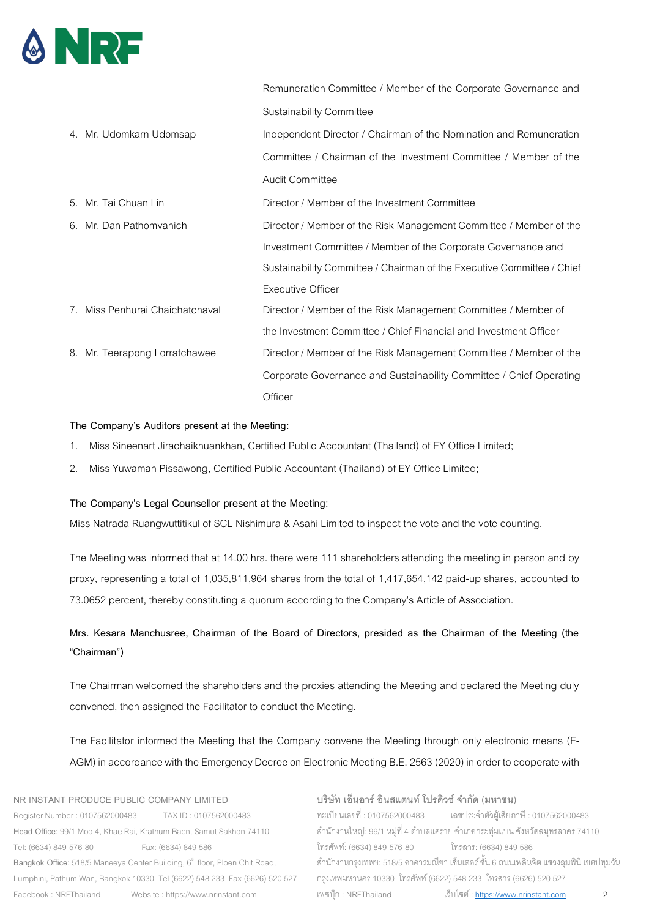| | |
|---|---|
| | Remuneration Committee / Member of the Corporate Governance and Sustainability Committee |
| 4. Mr. Udomkarn Udomsap | Independent Director / Chairman of the Nomination and Remuneration Committee / Chairman of the Investment Committee / Member of the Audit Committee |
| 5. Mr. Tai Chuan Lin | Director / Member of the Investment Committee |
| 6. Mr. Dan Pathomvanich | Director / Member of the Risk Management Committee / Member of the Investment Committee / Member of the Corporate Governance and Sustainability Committee / Chairman of the Executive Committee / Chief Executive Officer |
| 7. Miss Penhurai Chaichatchaval | Director / Member of the Risk Management Committee / Member of the Investment Committee / Chief Financial and Investment Officer |
| 8. Mr. Teerapong Lorratchawee | Director / Member of the Risk Management Committee / Member of the Corporate Governance and Sustainability Committee / Chief Operating Officer |

**The Company's Auditors present at the Meeting:**

1. Miss Sineenart Jirachaikhuankhan, Certified Public Accountant (Thailand) of EY Office Limited;
2. Miss Yuwaman Pissawong, Certified Public Accountant (Thailand) of EY Office Limited;

**The Company's Legal Counsellor present at the Meeting:**

Miss Natrada Ruangwuttitikul of SCL Nishimura & Asahi Limited to inspect the vote and the vote counting.

The Meeting was informed that at 14.00 hrs. there were 111 shareholders attending the meeting in person and by proxy, representing a total of 1,035,811,964 shares from the total of 1,417,654,142 paid-up shares, accounted to 73.0652 percent, thereby constituting a quorum according to the Company's Article of Association.

**Mrs. Kesara Manchusree, Chairman of the Board of Directors, presided as the Chairman of the Meeting (the "Chairman")**

The Chairman welcomed the shareholders and the proxies attending the Meeting and declared the Meeting duly convened, then assigned the Facilitator to conduct the Meeting.

The Facilitator informed the Meeting that the Company convene the Meeting through only electronic means (E-AGM) in accordance with the Emergency Decree on Electronic Meeting B.E. 2563 (2020) in order to cooperate with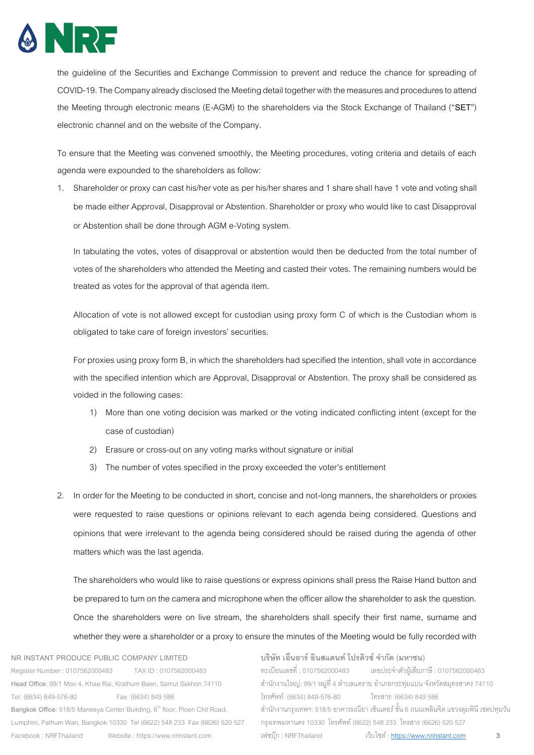the guideline of the Securities and Exchange Commission to prevent and reduce the chance for spreading of COVID-19. The Company already disclosed the Meeting detail together with the measures and procedures to attend the Meeting through electronic means (E-AGM) to the shareholders via the Stock Exchange of Thailand ("**SET**") electronic channel and on the website of the Company.

To ensure that the Meeting was convened smoothly, the Meeting procedures, voting criteria and details of each agenda were expounded to the shareholders as follow:

1. Shareholder or proxy can cast his/her vote as per his/her shares and 1 share shall have 1 vote and voting shall be made either Approval, Disapproval or Abstention. Shareholder or proxy who would like to cast Disapproval or Abstention shall be done through AGM e-Voting system.

   In tabulating the votes, votes of disapproval or abstention would then be deducted from the total number of votes of the shareholders who attended the Meeting and casted their votes. The remaining numbers would be treated as votes for the approval of that agenda item.

   Allocation of vote is not allowed except for custodian using proxy form C of which is the Custodian whom is obligated to take care of foreign investors' securities.

   For proxies using proxy form B, in which the shareholders had specified the intention, shall vote in accordance with the specified intention which are Approval, Disapproval or Abstention. The proxy shall be considered as voided in the following cases:

   1) More than one voting decision was marked or the voting indicated conflicting intent (except for the case of custodian)
   2) Erasure or cross-out on any voting marks without signature or initial
   3) The number of votes specified in the proxy exceeded the voter's entitlement

2. In order for the Meeting to be conducted in short, concise and not-long manners, the shareholders or proxies were requested to raise questions or opinions relevant to each agenda being considered. Questions and opinions that were irrelevant to the agenda being considered should be raised during the agenda of other matters which was the last agenda.

   The shareholders who would like to raise questions or express opinions shall press the Raise Hand button and be prepared to turn on the camera and microphone when the officer allow the shareholder to ask the question. Once the shareholders were on live stream, the shareholders shall specify their first name, surname and whether they were a shareholder or a proxy to ensure the minutes of the Meeting would be fully recorded with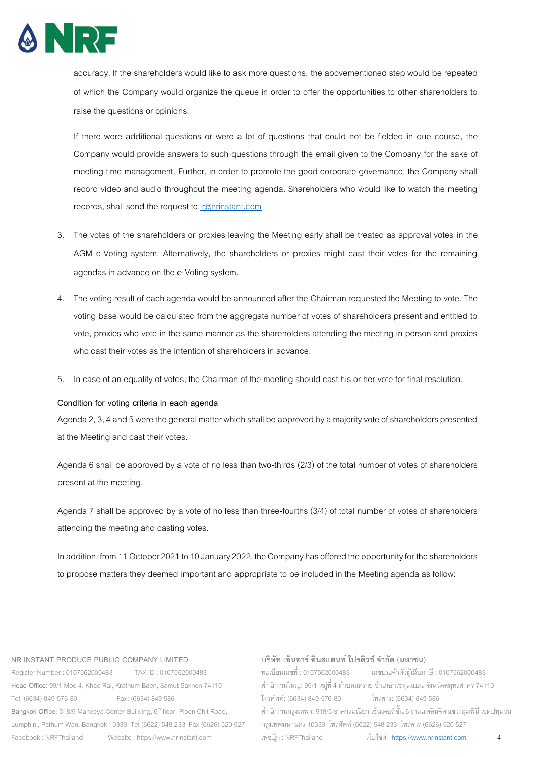accuracy. If the shareholders would like to ask more questions, the abovementioned step would be repeated of which the Company would organize the queue in order to offer the opportunities to other shareholders to raise the questions or opinions.

If there were additional questions or were a lot of questions that could not be fielded in due course, the Company would provide answers to such questions through the email given to the Company for the sake of meeting time management. Further, in order to promote the good corporate governance, the Company shall record video and audio throughout the meeting agenda. Shareholders who would like to watch the meeting records, shall send the request to ir@nrinstant.com

3. The votes of the shareholders or proxies leaving the Meeting early shall be treated as approval votes in the AGM e-Voting system. Alternatively, the shareholders or proxies might cast their votes for the remaining agendas in advance on the e-Voting system.

4. The voting result of each agenda would be announced after the Chairman requested the Meeting to vote. The voting base would be calculated from the aggregate number of votes of shareholders present and entitled to vote, proxies who vote in the same manner as the shareholders attending the meeting in person and proxies who cast their votes as the intention of shareholders in advance.

5. In case of an equality of votes, the Chairman of the meeting should cast his or her vote for final resolution.

**Condition for voting criteria in each agenda**

Agenda 2, 3, 4 and 5 were the general matter which shall be approved by a majority vote of shareholders presented at the Meeting and cast their votes.

Agenda 6 shall be approved by a vote of no less than two-thirds (2/3) of the total number of votes of shareholders present at the meeting.

Agenda 7 shall be approved by a vote of no less than three-fourths (3/4) of total number of votes of shareholders attending the meeting and casting votes.

In addition, from 11 October 2021 to 10 January 2022, the Company has offered the opportunity for the shareholders to propose matters they deemed important and appropriate to be included in the Meeting agenda as follow: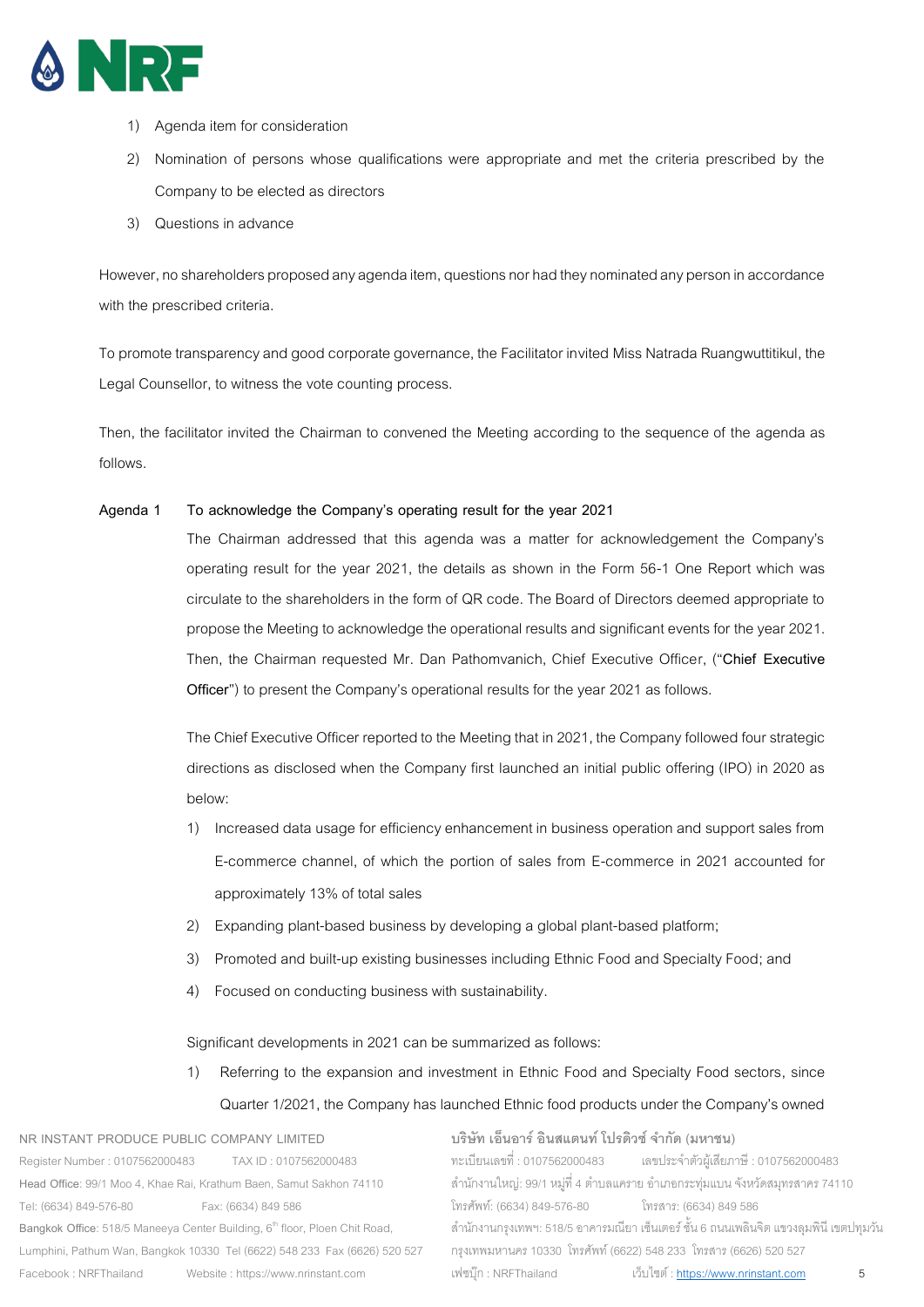1) Agenda item for consideration
2) Nomination of persons whose qualifications were appropriate and met the criteria prescribed by the Company to be elected as directors
3) Questions in advance

However, no shareholders proposed any agenda item, questions nor had they nominated any person in accordance with the prescribed criteria.

To promote transparency and good corporate governance, the Facilitator invited Miss Natrada Ruangwuttitikul, the Legal Counsellor, to witness the vote counting process.

Then, the facilitator invited the Chairman to convened the Meeting according to the sequence of the agenda as follows.

**Agenda 1 To acknowledge the Company's operating result for the year 2021**

The Chairman addressed that this agenda was a matter for acknowledgement the Company's operating result for the year 2021, the details as shown in the Form 56-1 One Report which was circulate to the shareholders in the form of QR code. The Board of Directors deemed appropriate to propose the Meeting to acknowledge the operational results and significant events for the year 2021. Then, the Chairman requested Mr. Dan Pathomvanich, Chief Executive Officer, ("**Chief Executive Officer**") to present the Company's operational results for the year 2021 as follows.

The Chief Executive Officer reported to the Meeting that in 2021, the Company followed four strategic directions as disclosed when the Company first launched an initial public offering (IPO) in 2020 as below:

1) Increased data usage for efficiency enhancement in business operation and support sales from E-commerce channel, of which the portion of sales from E-commerce in 2021 accounted for approximately 13% of total sales
2) Expanding plant-based business by developing a global plant-based platform;
3) Promoted and built-up existing businesses including Ethnic Food and Specialty Food; and
4) Focused on conducting business with sustainability.

Significant developments in 2021 can be summarized as follows:

1) Referring to the expansion and investment in Ethnic Food and Specialty Food sectors, since Quarter 1/2021, the Company has launched Ethnic food products under the Company's owned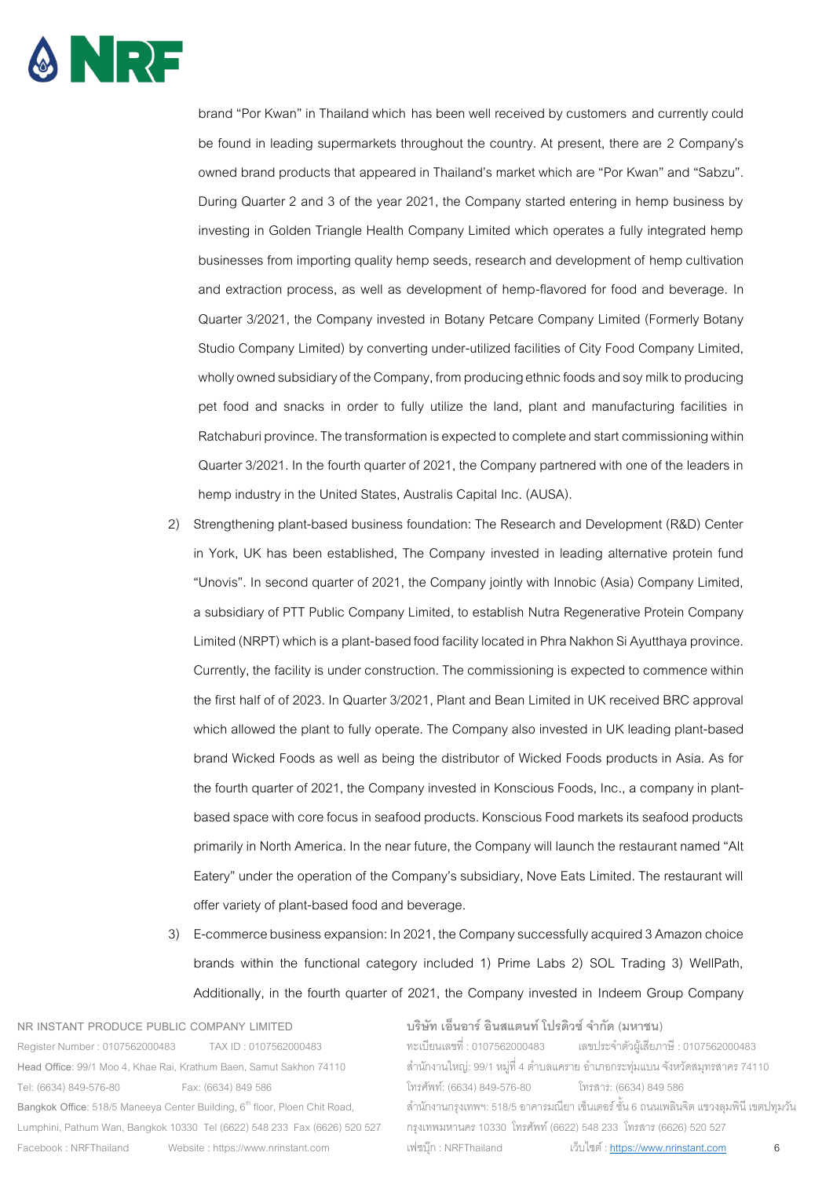brand "Por Kwan" in Thailand which has been well received by customers and currently could be found in leading supermarkets throughout the country. At present, there are 2 Company's owned brand products that appeared in Thailand's market which are "Por Kwan" and "Sabzu". During Quarter 2 and 3 of the year 2021, the Company started entering in hemp business by investing in Golden Triangle Health Company Limited which operates a fully integrated hemp businesses from importing quality hemp seeds, research and development of hemp cultivation and extraction process, as well as development of hemp-flavored for food and beverage. In Quarter 3/2021, the Company invested in Botany Petcare Company Limited (Formerly Botany Studio Company Limited) by converting under-utilized facilities of City Food Company Limited, wholly owned subsidiary of the Company, from producing ethnic foods and soy milk to producing pet food and snacks in order to fully utilize the land, plant and manufacturing facilities in Ratchaburi province. The transformation is expected to complete and start commissioning within Quarter 3/2021. In the fourth quarter of 2021, the Company partnered with one of the leaders in hemp industry in the United States, Australis Capital Inc. (AUSA).

2) Strengthening plant-based business foundation: The Research and Development (R&D) Center in York, UK has been established, The Company invested in leading alternative protein fund "Unovis". In second quarter of 2021, the Company jointly with Innobic (Asia) Company Limited, a subsidiary of PTT Public Company Limited, to establish Nutra Regenerative Protein Company Limited (NRPT) which is a plant-based food facility located in Phra Nakhon Si Ayutthaya province. Currently, the facility is under construction. The commissioning is expected to commence within the first half of of 2023. In Quarter 3/2021, Plant and Bean Limited in UK received BRC approval which allowed the plant to fully operate. The Company also invested in UK leading plant-based brand Wicked Foods as well as being the distributor of Wicked Foods products in Asia. As for the fourth quarter of 2021, the Company invested in Konscious Foods, Inc., a company in plant-based space with core focus in seafood products. Konscious Food markets its seafood products primarily in North America. In the near future, the Company will launch the restaurant named "Alt Eatery" under the operation of the Company's subsidiary, Nove Eats Limited. The restaurant will offer variety of plant-based food and beverage.

3) E-commerce business expansion: In 2021, the Company successfully acquired 3 Amazon choice brands within the functional category included 1) Prime Labs 2) SOL Trading 3) WellPath, Additionally, in the fourth quarter of 2021, the Company invested in Indeem Group Company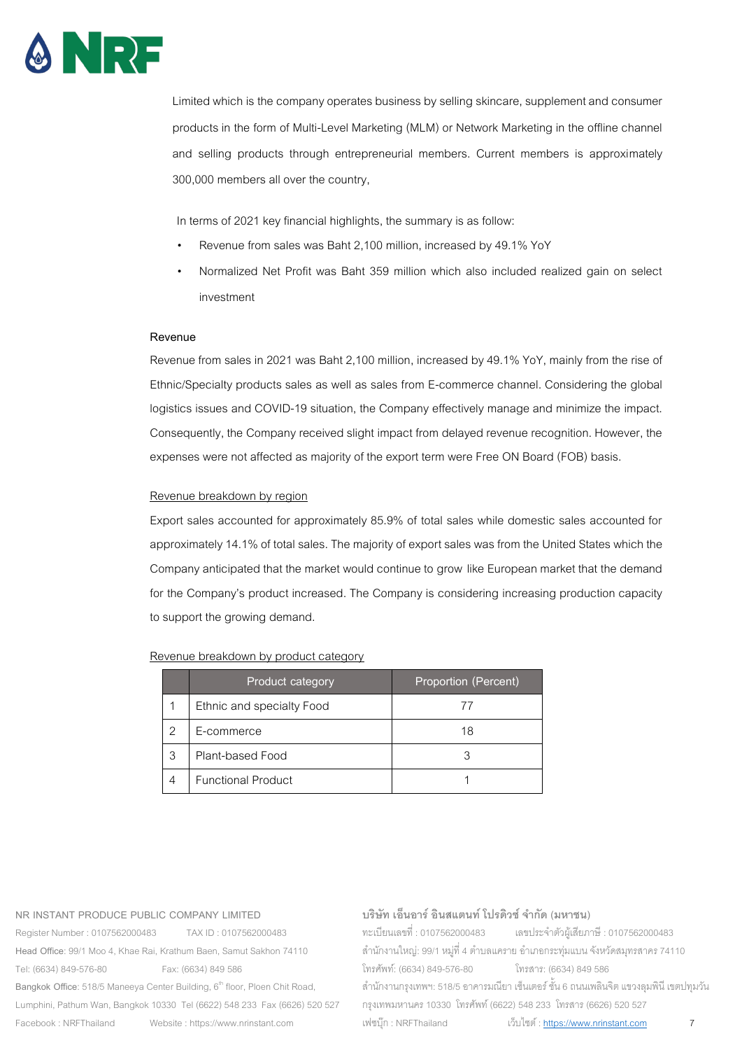Limited which is the company operates business by selling skincare, supplement and consumer products in the form of Multi-Level Marketing (MLM) or Network Marketing in the offline channel and selling products through entrepreneurial members. Current members is approximately 300,000 members all over the country,

In terms of 2021 key financial highlights, the summary is as follow:

- Revenue from sales was Baht 2,100 million, increased by 49.1% YoY
- Normalized Net Profit was Baht 359 million which also included realized gain on select investment

**Revenue**

Revenue from sales in 2021 was Baht 2,100 million, increased by 49.1% YoY, mainly from the rise of Ethnic/Specialty products sales as well as sales from E-commerce channel. Considering the global logistics issues and COVID-19 situation, the Company effectively manage and minimize the impact. Consequently, the Company received slight impact from delayed revenue recognition. However, the expenses were not affected as majority of the export term were Free ON Board (FOB) basis.

<u>Revenue breakdown by region</u>

Export sales accounted for approximately 85.9% of total sales while domestic sales accounted for approximately 14.1% of total sales. The majority of export sales was from the United States which the Company anticipated that the market would continue to grow like European market that the demand for the Company's product increased. The Company is considering increasing production capacity to support the growing demand.

<u>Revenue breakdown by product category</u>

| | Product category | Proportion (Percent) |
|---|---|---|
| 1 | Ethnic and specialty Food | 77 |
| 2 | E-commerce | 18 |
| 3 | Plant-based Food | 3 |
| 4 | Functional Product | 1 |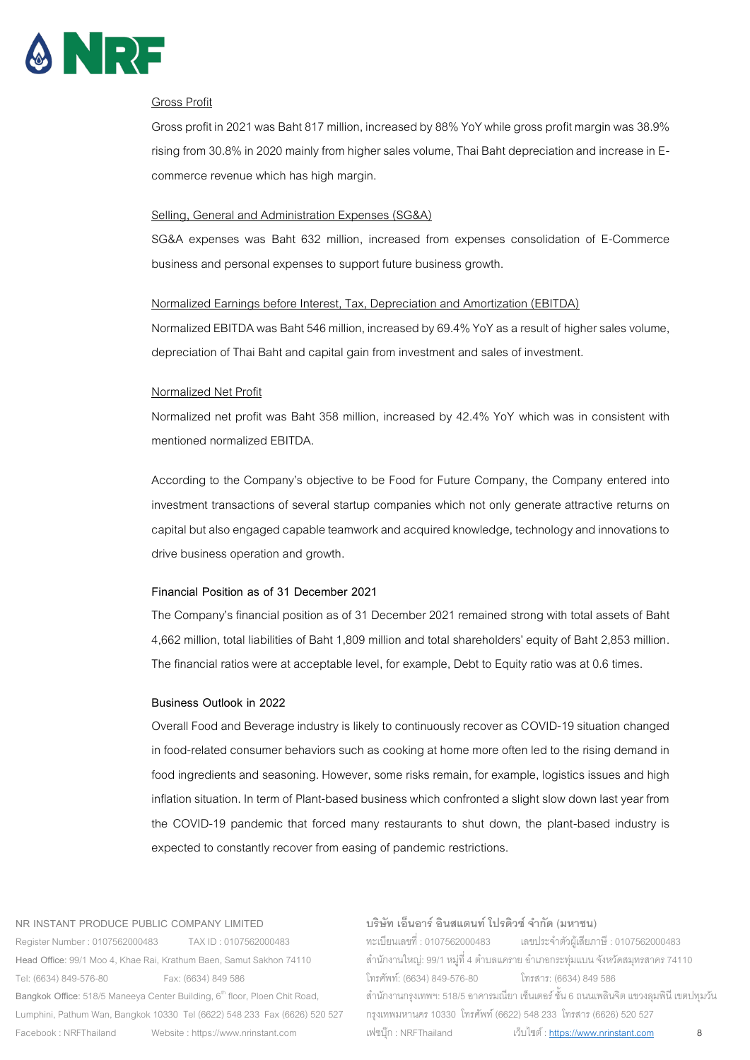Gross Profit

Gross profit in 2021 was Baht 817 million, increased by 88% YoY while gross profit margin was 38.9% rising from 30.8% in 2020 mainly from higher sales volume, Thai Baht depreciation and increase in E-commerce revenue which has high margin.

Selling, General and Administration Expenses (SG&A)

SG&A expenses was Baht 632 million, increased from expenses consolidation of E-Commerce business and personal expenses to support future business growth.

Normalized Earnings before Interest, Tax, Depreciation and Amortization (EBITDA)

Normalized EBITDA was Baht 546 million, increased by 69.4% YoY as a result of higher sales volume, depreciation of Thai Baht and capital gain from investment and sales of investment.

Normalized Net Profit

Normalized net profit was Baht 358 million, increased by 42.4% YoY which was in consistent with mentioned normalized EBITDA.

According to the Company's objective to be Food for Future Company, the Company entered into investment transactions of several startup companies which not only generate attractive returns on capital but also engaged capable teamwork and acquired knowledge, technology and innovations to drive business operation and growth.

**Financial Position as of 31 December 2021**

The Company's financial position as of 31 December 2021 remained strong with total assets of Baht 4,662 million, total liabilities of Baht 1,809 million and total shareholders' equity of Baht 2,853 million. The financial ratios were at acceptable level, for example, Debt to Equity ratio was at 0.6 times.

**Business Outlook in 2022**

Overall Food and Beverage industry is likely to continuously recover as COVID-19 situation changed in food-related consumer behaviors such as cooking at home more often led to the rising demand in food ingredients and seasoning. However, some risks remain, for example, logistics issues and high inflation situation. In term of Plant-based business which confronted a slight slow down last year from the COVID-19 pandemic that forced many restaurants to shut down, the plant-based industry is expected to constantly recover from easing of pandemic restrictions.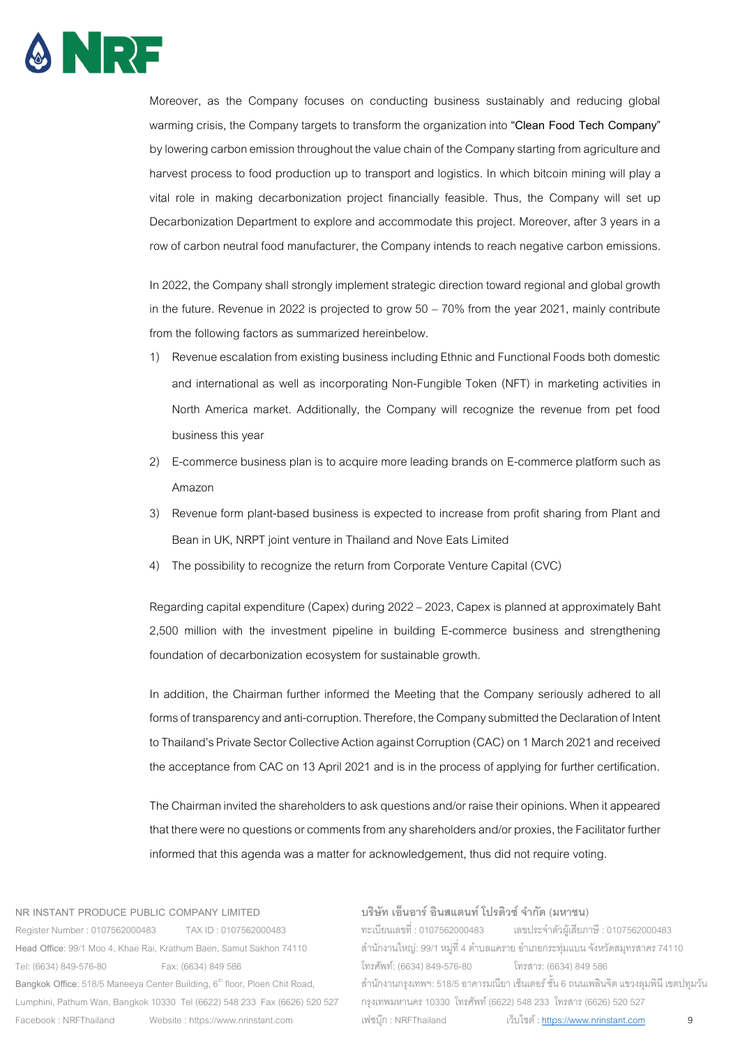Moreover, as the Company focuses on conducting business sustainably and reducing global warming crisis, the Company targets to transform the organization into **"Clean Food Tech Company"** by lowering carbon emission throughout the value chain of the Company starting from agriculture and harvest process to food production up to transport and logistics. In which bitcoin mining will play a vital role in making decarbonization project financially feasible. Thus, the Company will set up Decarbonization Department to explore and accommodate this project. Moreover, after 3 years in a row of carbon neutral food manufacturer, the Company intends to reach negative carbon emissions.

In 2022, the Company shall strongly implement strategic direction toward regional and global growth in the future. Revenue in 2022 is projected to grow 50 – 70% from the year 2021, mainly contribute from the following factors as summarized hereinbelow.

1) Revenue escalation from existing business including Ethnic and Functional Foods both domestic and international as well as incorporating Non-Fungible Token (NFT) in marketing activities in North America market. Additionally, the Company will recognize the revenue from pet food business this year
2) E-commerce business plan is to acquire more leading brands on E-commerce platform such as Amazon
3) Revenue form plant-based business is expected to increase from profit sharing from Plant and Bean in UK, NRPT joint venture in Thailand and Nove Eats Limited
4) The possibility to recognize the return from Corporate Venture Capital (CVC)

Regarding capital expenditure (Capex) during 2022 – 2023, Capex is planned at approximately Baht 2,500 million with the investment pipeline in building E-commerce business and strengthening foundation of decarbonization ecosystem for sustainable growth.

In addition, the Chairman further informed the Meeting that the Company seriously adhered to all forms of transparency and anti-corruption. Therefore, the Company submitted the Declaration of Intent to Thailand's Private Sector Collective Action against Corruption (CAC) on 1 March 2021 and received the acceptance from CAC on 13 April 2021 and is in the process of applying for further certification.

The Chairman invited the shareholders to ask questions and/or raise their opinions. When it appeared that there were no questions or comments from any shareholders and/or proxies, the Facilitator further informed that this agenda was a matter for acknowledgement, thus did not require voting.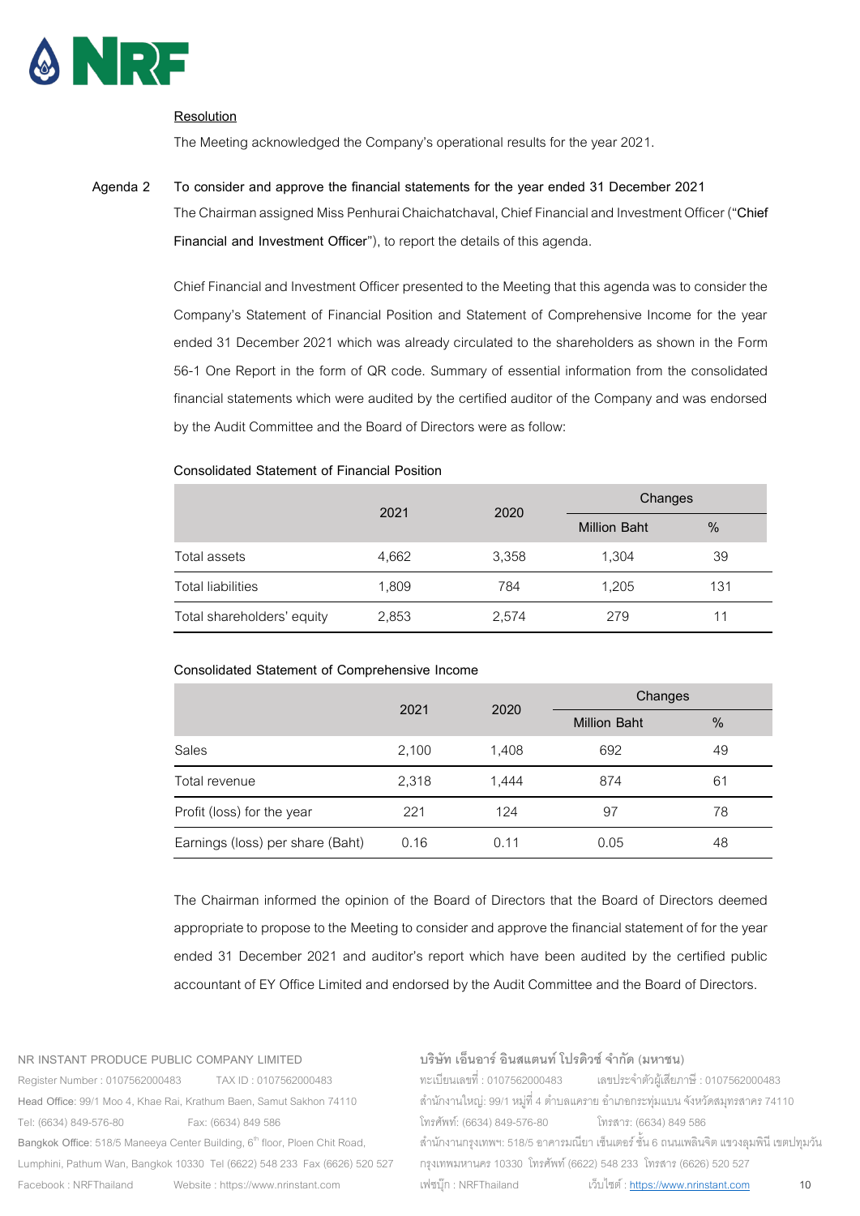**Resolution**

The Meeting acknowledged the Company's operational results for the year 2021.

**Agenda 2 To consider and approve the financial statements for the year ended 31 December 2021**

The Chairman assigned Miss Penhurai Chaichatchaval, Chief Financial and Investment Officer ("**Chief Financial and Investment Officer**"), to report the details of this agenda.

Chief Financial and Investment Officer presented to the Meeting that this agenda was to consider the Company's Statement of Financial Position and Statement of Comprehensive Income for the year ended 31 December 2021 which was already circulated to the shareholders as shown in the Form 56-1 One Report in the form of QR code. Summary of essential information from the consolidated financial statements which were audited by the certified auditor of the Company and was endorsed by the Audit Committee and the Board of Directors were as follow:

**Consolidated Statement of Financial Position**

| | 2021 | 2020 | Changes | |
|---|---|---|---|---|
| | | | Million Baht | % |
| Total assets | 4,662 | 3,358 | 1,304 | 39 |
| Total liabilities | 1,809 | 784 | 1,205 | 131 |
| Total shareholders' equity | 2,853 | 2,574 | 279 | 11 |

**Consolidated Statement of Comprehensive Income**

| | 2021 | 2020 | Changes | |
|---|---|---|---|---|
| | | | Million Baht | % |
| Sales | 2,100 | 1,408 | 692 | 49 |
| Total revenue | 2,318 | 1,444 | 874 | 61 |
| Profit (loss) for the year | 221 | 124 | 97 | 78 |
| Earnings (loss) per share (Baht) | 0.16 | 0.11 | 0.05 | 48 |

The Chairman informed the opinion of the Board of Directors that the Board of Directors deemed appropriate to propose to the Meeting to consider and approve the financial statement of for the year ended 31 December 2021 and auditor's report which have been audited by the certified public accountant of EY Office Limited and endorsed by the Audit Committee and the Board of Directors.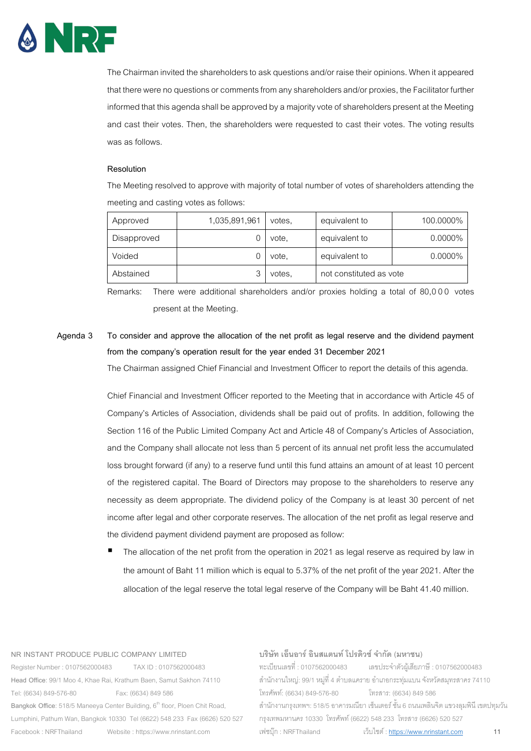The Chairman invited the shareholders to ask questions and/or raise their opinions. When it appeared that there were no questions or comments from any shareholders and/or proxies, the Facilitator further informed that this agenda shall be approved by a majority vote of shareholders present at the Meeting and cast their votes. Then, the shareholders were requested to cast their votes. The voting results was as follows.

**Resolution**

The Meeting resolved to approve with majority of total number of votes of shareholders attending the meeting and casting votes as follows:

| Approved | 1,035,891,961 | votes, | equivalent to | 100.0000% |
|---|---|---|---|---|
| Disapproved | 0 | vote, | equivalent to | 0.0000% |
| Voided | 0 | vote, | equivalent to | 0.0000% |
| Abstained | 3 | votes, | not constituted as vote | |

Remarks: There were additional shareholders and/or proxies holding a total of 80,000 votes present at the Meeting.

**Agenda 3 To consider and approve the allocation of the net profit as legal reserve and the dividend payment from the company's operation result for the year ended 31 December 2021**

The Chairman assigned Chief Financial and Investment Officer to report the details of this agenda.

Chief Financial and Investment Officer reported to the Meeting that in accordance with Article 45 of Company's Articles of Association, dividends shall be paid out of profits. In addition, following the Section 116 of the Public Limited Company Act and Article 48 of Company's Articles of Association, and the Company shall allocate not less than 5 percent of its annual net profit less the accumulated loss brought forward (if any) to a reserve fund until this fund attains an amount of at least 10 percent of the registered capital. The Board of Directors may propose to the shareholders to reserve any necessity as deem appropriate. The dividend policy of the Company is at least 30 percent of net income after legal and other corporate reserves. The allocation of the net profit as legal reserve and the dividend payment dividend payment are proposed as follow:

- The allocation of the net profit from the operation in 2021 as legal reserve as required by law in the amount of Baht 11 million which is equal to 5.37% of the net profit of the year 2021. After the allocation of the legal reserve the total legal reserve of the Company will be Baht 41.40 million.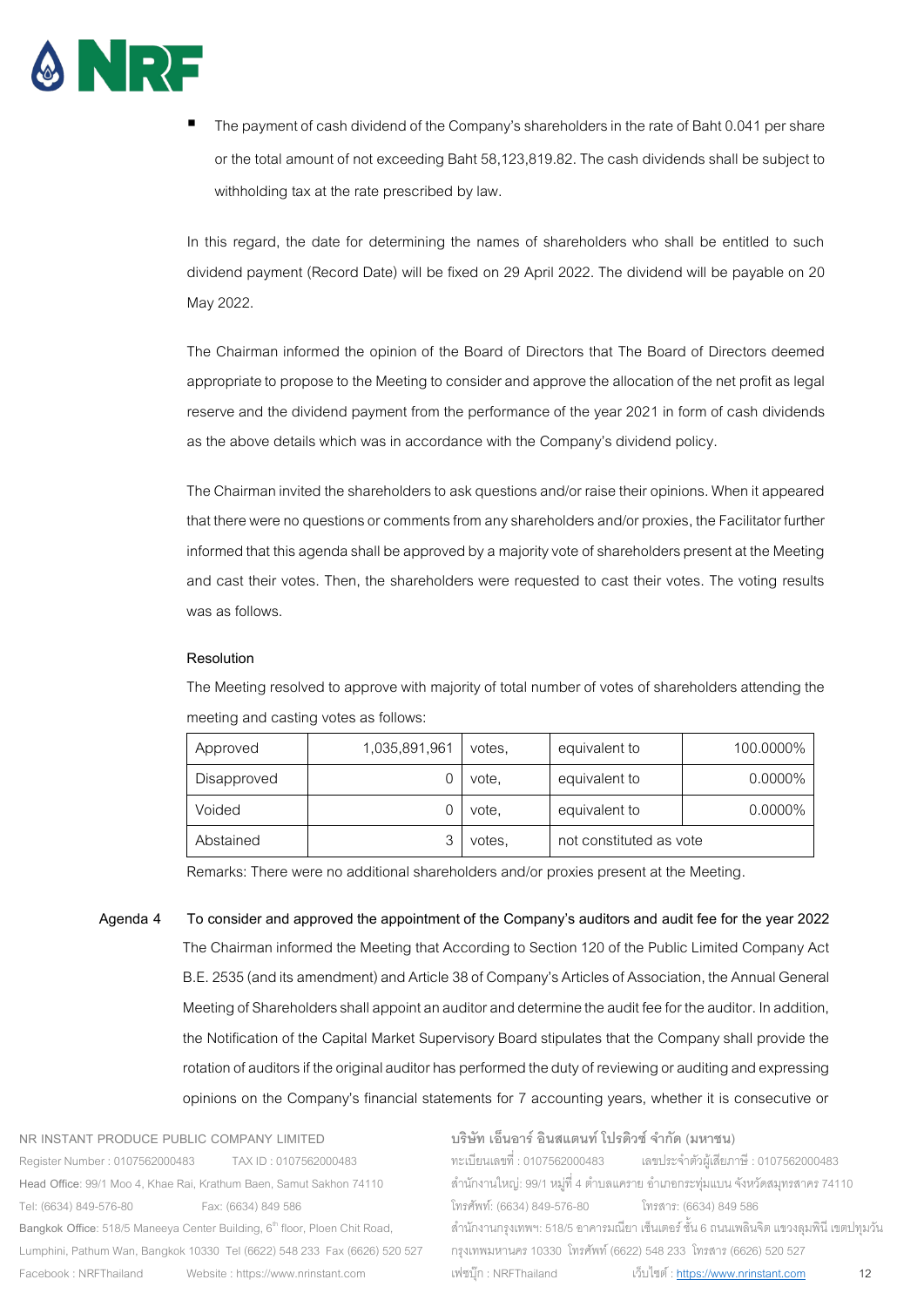- The payment of cash dividend of the Company's shareholders in the rate of Baht 0.041 per share or the total amount of not exceeding Baht 58,123,819.82. The cash dividends shall be subject to withholding tax at the rate prescribed by law.

In this regard, the date for determining the names of shareholders who shall be entitled to such dividend payment (Record Date) will be fixed on 29 April 2022. The dividend will be payable on 20 May 2022.

The Chairman informed the opinion of the Board of Directors that The Board of Directors deemed appropriate to propose to the Meeting to consider and approve the allocation of the net profit as legal reserve and the dividend payment from the performance of the year 2021 in form of cash dividends as the above details which was in accordance with the Company's dividend policy.

The Chairman invited the shareholders to ask questions and/or raise their opinions. When it appeared that there were no questions or comments from any shareholders and/or proxies, the Facilitator further informed that this agenda shall be approved by a majority vote of shareholders present at the Meeting and cast their votes. Then, the shareholders were requested to cast their votes. The voting results was as follows.

**Resolution**

The Meeting resolved to approve with majority of total number of votes of shareholders attending the meeting and casting votes as follows:

| Approved | 1,035,891,961 | votes, | equivalent to | 100.0000% |
|---|---|---|---|---|
| Disapproved | 0 | vote, | equivalent to | 0.0000% |
| Voided | 0 | vote, | equivalent to | 0.0000% |
| Abstained | 3 | votes, | not constituted as vote | |

Remarks: There were no additional shareholders and/or proxies present at the Meeting.

**Agenda 4 To consider and approved the appointment of the Company's auditors and audit fee for the year 2022**

The Chairman informed the Meeting that According to Section 120 of the Public Limited Company Act B.E. 2535 (and its amendment) and Article 38 of Company's Articles of Association, the Annual General Meeting of Shareholders shall appoint an auditor and determine the audit fee for the auditor. In addition, the Notification of the Capital Market Supervisory Board stipulates that the Company shall provide the rotation of auditors if the original auditor has performed the duty of reviewing or auditing and expressing opinions on the Company's financial statements for 7 accounting years, whether it is consecutive or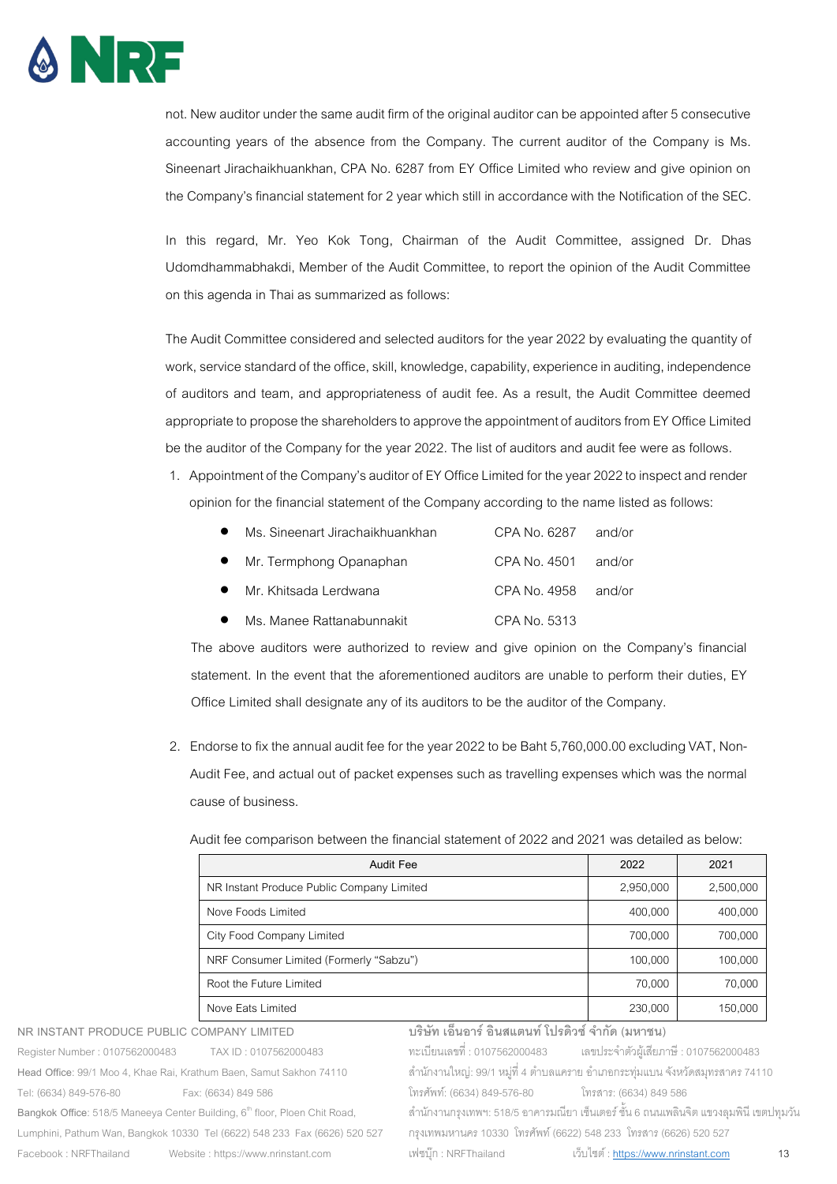not. New auditor under the same audit firm of the original auditor can be appointed after 5 consecutive accounting years of the absence from the Company. The current auditor of the Company is Ms. Sineenart Jirachaikhuankhan, CPA No. 6287 from EY Office Limited who review and give opinion on the Company's financial statement for 2 year which still in accordance with the Notification of the SEC.

In this regard, Mr. Yeo Kok Tong, Chairman of the Audit Committee, assigned Dr. Dhas Udomdhammabhakdi, Member of the Audit Committee, to report the opinion of the Audit Committee on this agenda in Thai as summarized as follows:

The Audit Committee considered and selected auditors for the year 2022 by evaluating the quantity of work, service standard of the office, skill, knowledge, capability, experience in auditing, independence of auditors and team, and appropriateness of audit fee. As a result, the Audit Committee deemed appropriate to propose the shareholders to approve the appointment of auditors from EY Office Limited be the auditor of the Company for the year 2022. The list of auditors and audit fee were as follows.

1. Appointment of the Company's auditor of EY Office Limited for the year 2022 to inspect and render opinion for the financial statement of the Company according to the name listed as follows:

   - Ms. Sineenart Jirachaikhuankhan CPA No. 6287 and/or
   - Mr. Termphong Opanaphan CPA No. 4501 and/or
   - Mr. Khitsada Lerdwana CPA No. 4958 and/or
   - Ms. Manee Rattanabunnakit CPA No. 5313

   The above auditors were authorized to review and give opinion on the Company's financial statement. In the event that the aforementioned auditors are unable to perform their duties, EY Office Limited shall designate any of its auditors to be the auditor of the Company.

2. Endorse to fix the annual audit fee for the year 2022 to be Baht 5,760,000.00 excluding VAT, Non-Audit Fee, and actual out of packet expenses such as travelling expenses which was the normal cause of business.

   Audit fee comparison between the financial statement of 2022 and 2021 was detailed as below:

| Audit Fee | 2022 | 2021 |
|---|---|---|
| NR Instant Produce Public Company Limited | 2,950,000 | 2,500,000 |
| Nove Foods Limited | 400,000 | 400,000 |
| City Food Company Limited | 700,000 | 700,000 |
| NRF Consumer Limited (Formerly "Sabzu") | 100,000 | 100,000 |
| Root the Future Limited | 70,000 | 70,000 |
| Nove Eats Limited | 230,000 | 150,000 |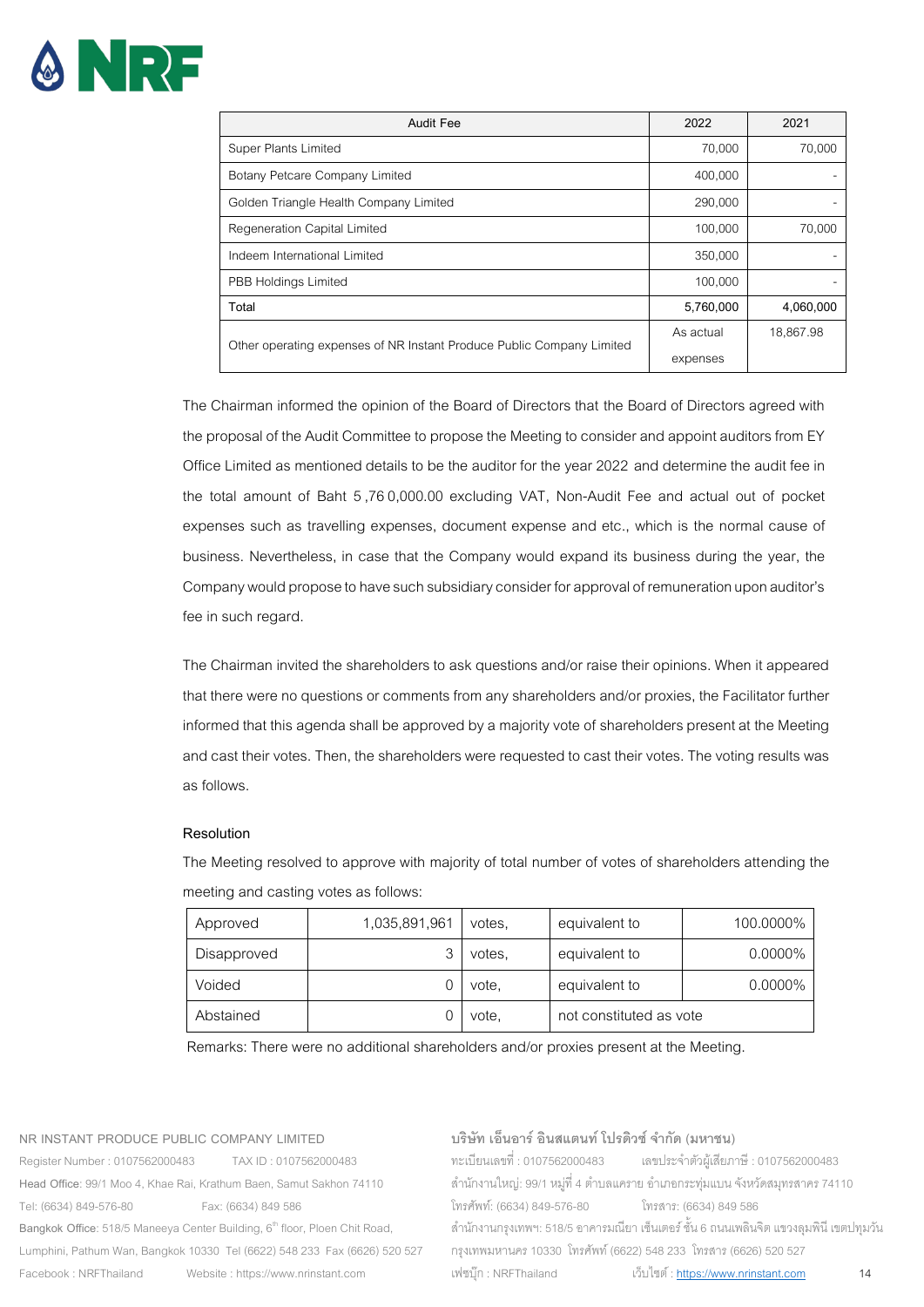| Audit Fee | 2022 | 2021 |
|---|---|---|
| Super Plants Limited | 70,000 | 70,000 |
| Botany Petcare Company Limited | 400,000 | - |
| Golden Triangle Health Company Limited | 290,000 | - |
| Regeneration Capital Limited | 100,000 | 70,000 |
| Indeem International Limited | 350,000 | - |
| PBB Holdings Limited | 100,000 | - |
| Total | 5,760,000 | 4,060,000 |
| Other operating expenses of NR Instant Produce Public Company Limited | As actual expenses | 18,867.98 |

The Chairman informed the opinion of the Board of Directors that the Board of Directors agreed with the proposal of the Audit Committee to propose the Meeting to consider and appoint auditors from EY Office Limited as mentioned details to be the auditor for the year 2022 and determine the audit fee in the total amount of Baht 5,760,000.00 excluding VAT, Non-Audit Fee and actual out of pocket expenses such as travelling expenses, document expense and etc., which is the normal cause of business. Nevertheless, in case that the Company would expand its business during the year, the Company would propose to have such subsidiary consider for approval of remuneration upon auditor's fee in such regard.

The Chairman invited the shareholders to ask questions and/or raise their opinions. When it appeared that there were no questions or comments from any shareholders and/or proxies, the Facilitator further informed that this agenda shall be approved by a majority vote of shareholders present at the Meeting and cast their votes. Then, the shareholders were requested to cast their votes. The voting results was as follows.

**Resolution**

The Meeting resolved to approve with majority of total number of votes of shareholders attending the meeting and casting votes as follows:

| | | | | |
|---|---|---|---|---|
| Approved | 1,035,891,961 | votes, | equivalent to | 100.0000% |
| Disapproved | 3 | votes, | equivalent to | 0.0000% |
| Voided | 0 | vote, | equivalent to | 0.0000% |
| Abstained | 0 | vote, | not constituted as vote | |

Remarks: There were no additional shareholders and/or proxies present at the Meeting.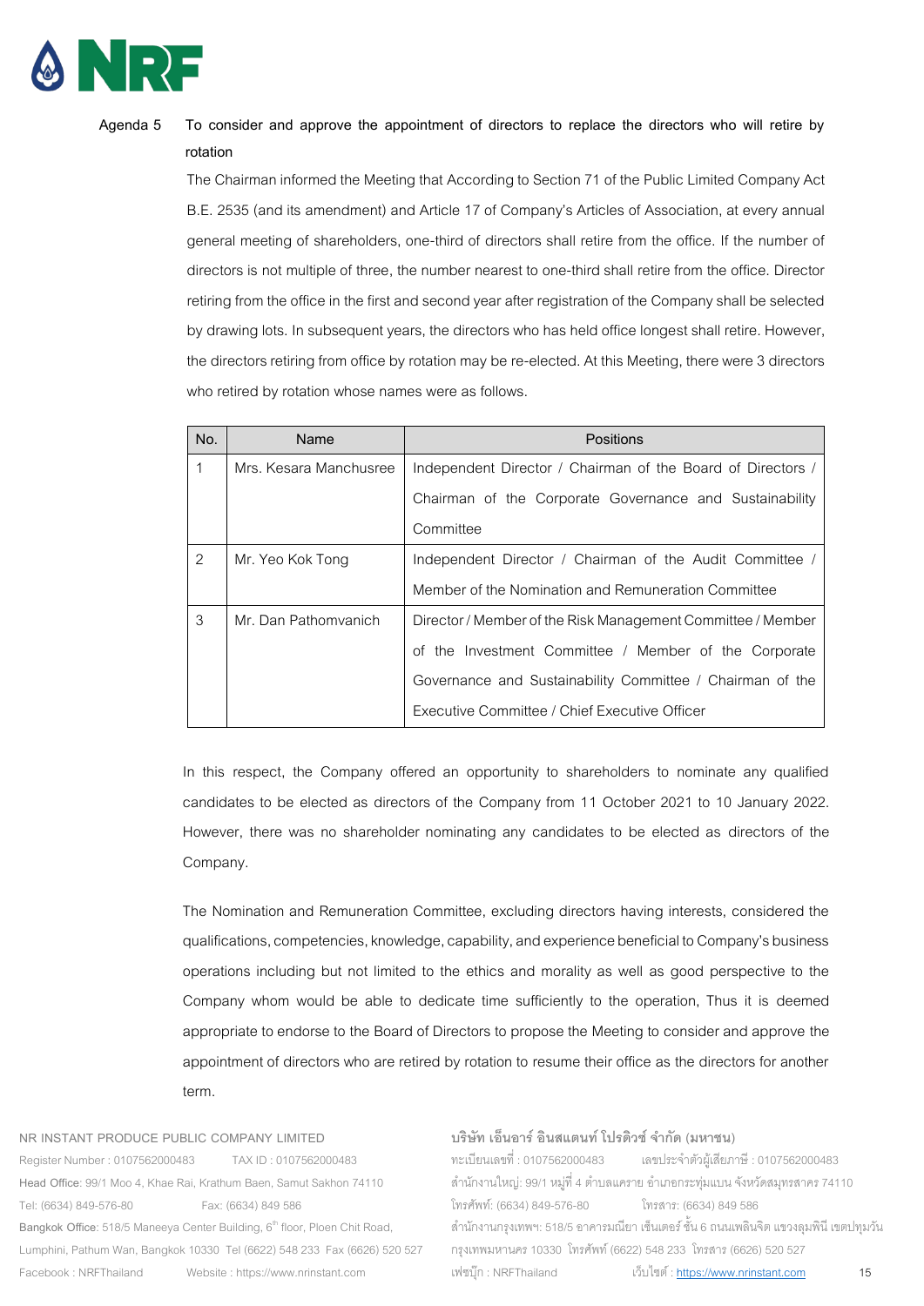**Agenda 5 To consider and approve the appointment of directors to replace the directors who will retire by rotation**

The Chairman informed the Meeting that According to Section 71 of the Public Limited Company Act B.E. 2535 (and its amendment) and Article 17 of Company's Articles of Association, at every annual general meeting of shareholders, one-third of directors shall retire from the office. If the number of directors is not multiple of three, the number nearest to one-third shall retire from the office. Director retiring from the office in the first and second year after registration of the Company shall be selected by drawing lots. In subsequent years, the directors who has held office longest shall retire. However, the directors retiring from office by rotation may be re-elected. At this Meeting, there were 3 directors who retired by rotation whose names were as follows.

| No. | Name | Positions |
|---|---|---|
| 1 | Mrs. Kesara Manchusree | Independent Director / Chairman of the Board of Directors / Chairman of the Corporate Governance and Sustainability Committee |
| 2 | Mr. Yeo Kok Tong | Independent Director / Chairman of the Audit Committee / Member of the Nomination and Remuneration Committee |
| 3 | Mr. Dan Pathomvanich | Director / Member of the Risk Management Committee / Member of the Investment Committee / Member of the Corporate Governance and Sustainability Committee / Chairman of the Executive Committee / Chief Executive Officer |

In this respect, the Company offered an opportunity to shareholders to nominate any qualified candidates to be elected as directors of the Company from 11 October 2021 to 10 January 2022. However, there was no shareholder nominating any candidates to be elected as directors of the Company.

The Nomination and Remuneration Committee, excluding directors having interests, considered the qualifications, competencies, knowledge, capability, and experience beneficial to Company's business operations including but not limited to the ethics and morality as well as good perspective to the Company whom would be able to dedicate time sufficiently to the operation, Thus it is deemed appropriate to endorse to the Board of Directors to propose the Meeting to consider and approve the appointment of directors who are retired by rotation to resume their office as the directors for another term.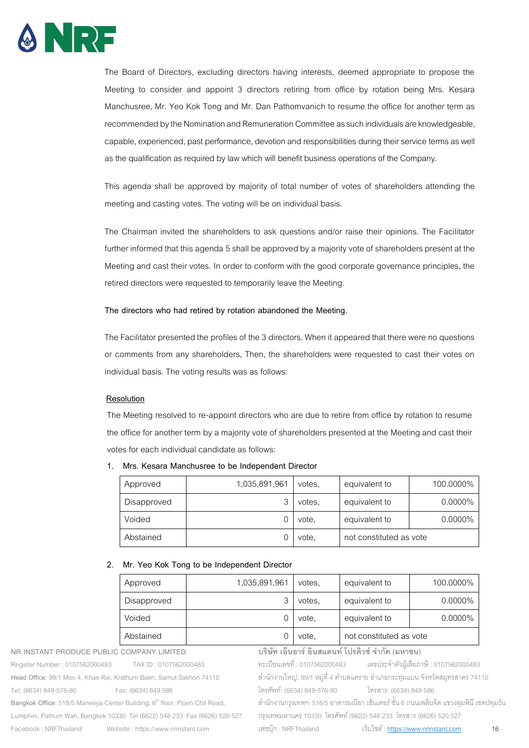The Board of Directors, excluding directors having interests, deemed appropriate to propose the Meeting to consider and appoint 3 directors retiring from office by rotation being Mrs. Kesara Manchusree, Mr. Yeo Kok Tong and Mr. Dan Pathomvanich to resume the office for another term as recommended by the Nomination and Remuneration Committee as such individuals are knowledgeable, capable, experienced, past performance, devotion and responsibilities during their service terms as well as the qualification as required by law which will benefit business operations of the Company.

This agenda shall be approved by majority of total number of votes of shareholders attending the meeting and casting votes. The voting will be on individual basis.

The Chairman invited the shareholders to ask questions and/or raise their opinions. The Facilitator further informed that this agenda 5 shall be approved by a majority vote of shareholders present at the Meeting and cast their votes. In order to conform with the good corporate governance principles, the retired directors were requested to temporarily leave the Meeting.

**The directors who had retired by rotation abandoned the Meeting.**

The Facilitator presented the profiles of the 3 directors. When it appeared that there were no questions or comments from any shareholders, Then, the shareholders were requested to cast their votes on individual basis. The voting results was as follows:

**Resolution**

The Meeting resolved to re-appoint directors who are due to retire from office by rotation to resume the office for another term by a majority vote of shareholders presented at the Meeting and cast their votes for each individual candidate as follows:

1. Mrs. Kesara Manchusree to be Independent Director

| Approved | 1,035,891,961 | votes, | equivalent to | 100.0000% |
|---|---|---|---|---|
| Disapproved | 3 | votes, | equivalent to | 0.0000% |
| Voided | 0 | vote, | equivalent to | 0.0000% |
| Abstained | 0 | vote, | not constituted as vote | |

2. Mr. Yeo Kok Tong to be Independent Director

| Approved | 1,035,891,961 | votes, | equivalent to | 100.0000% |
|---|---|---|---|---|
| Disapproved | 3 | votes, | equivalent to | 0.0000% |
| Voided | 0 | vote, | equivalent to | 0.0000% |
| Abstained | 0 | vote, | not constituted as vote | |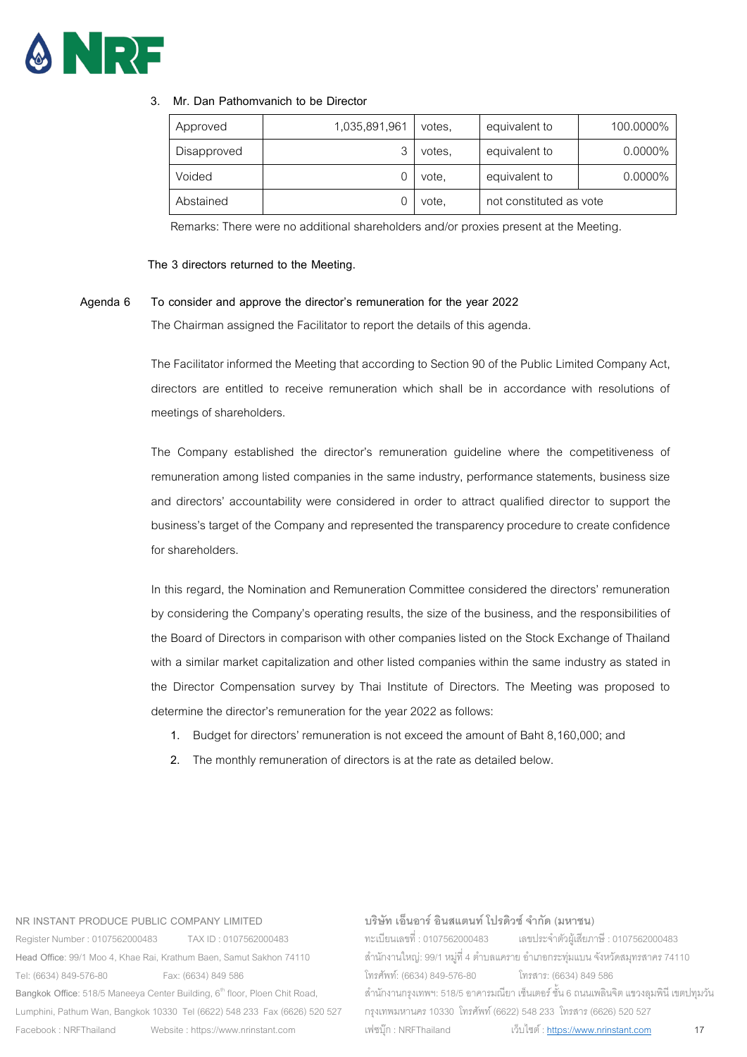3. Mr. Dan Pathomvanich to be Director

| | | | | |
|---|---|---|---|---|
| Approved | 1,035,891,961 | votes, | equivalent to | 100.0000% |
| Disapproved | 3 | votes, | equivalent to | 0.0000% |
| Voided | 0 | vote, | equivalent to | 0.0000% |
| Abstained | 0 | vote, | not constituted as vote | |

Remarks: There were no additional shareholders and/or proxies present at the Meeting.

**The 3 directors returned to the Meeting.**

**Agenda 6 To consider and approve the director's remuneration for the year 2022**

The Chairman assigned the Facilitator to report the details of this agenda.

The Facilitator informed the Meeting that according to Section 90 of the Public Limited Company Act, directors are entitled to receive remuneration which shall be in accordance with resolutions of meetings of shareholders.

The Company established the director's remuneration guideline where the competitiveness of remuneration among listed companies in the same industry, performance statements, business size and directors' accountability were considered in order to attract qualified director to support the business's target of the Company and represented the transparency procedure to create confidence for shareholders.

In this regard, the Nomination and Remuneration Committee considered the directors' remuneration by considering the Company's operating results, the size of the business, and the responsibilities of the Board of Directors in comparison with other companies listed on the Stock Exchange of Thailand with a similar market capitalization and other listed companies within the same industry as stated in the Director Compensation survey by Thai Institute of Directors. The Meeting was proposed to determine the director's remuneration for the year 2022 as follows:

1. Budget for directors' remuneration is not exceed the amount of Baht 8,160,000; and
2. The monthly remuneration of directors is at the rate as detailed below.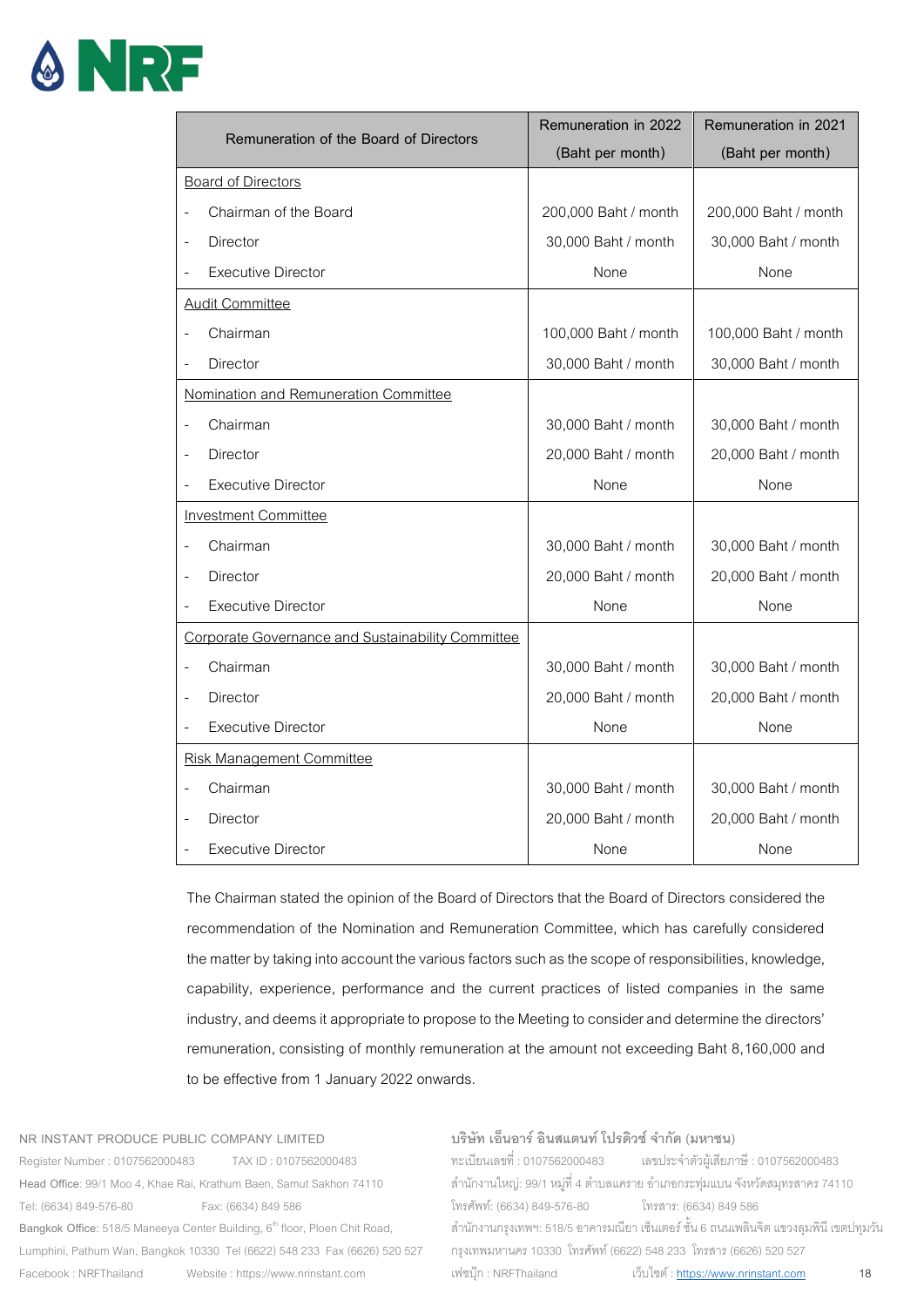| Remuneration of the Board of Directors | Remuneration in 2022 (Baht per month) | Remuneration in 2021 (Baht per month) |
|---|---|---|
| Board of Directors | | |
| - Chairman of the Board | 200,000 Baht / month | 200,000 Baht / month |
| - Director | 30,000 Baht / month | 30,000 Baht / month |
| - Executive Director | None | None |
| Audit Committee | | |
| - Chairman | 100,000 Baht / month | 100,000 Baht / month |
| - Director | 30,000 Baht / month | 30,000 Baht / month |
| Nomination and Remuneration Committee | | |
| - Chairman | 30,000 Baht / month | 30,000 Baht / month |
| - Director | 20,000 Baht / month | 20,000 Baht / month |
| - Executive Director | None | None |
| Investment Committee | | |
| - Chairman | 30,000 Baht / month | 30,000 Baht / month |
| - Director | 20,000 Baht / month | 20,000 Baht / month |
| - Executive Director | None | None |
| Corporate Governance and Sustainability Committee | | |
| - Chairman | 30,000 Baht / month | 30,000 Baht / month |
| - Director | 20,000 Baht / month | 20,000 Baht / month |
| - Executive Director | None | None |
| Risk Management Committee | | |
| - Chairman | 30,000 Baht / month | 30,000 Baht / month |
| - Director | 20,000 Baht / month | 20,000 Baht / month |
| - Executive Director | None | None |

The Chairman stated the opinion of the Board of Directors that the Board of Directors considered the recommendation of the Nomination and Remuneration Committee, which has carefully considered the matter by taking into account the various factors such as the scope of responsibilities, knowledge, capability, experience, performance and the current practices of listed companies in the same industry, and deems it appropriate to propose to the Meeting to consider and determine the directors' remuneration, consisting of monthly remuneration at the amount not exceeding Baht 8,160,000 and to be effective from 1 January 2022 onwards.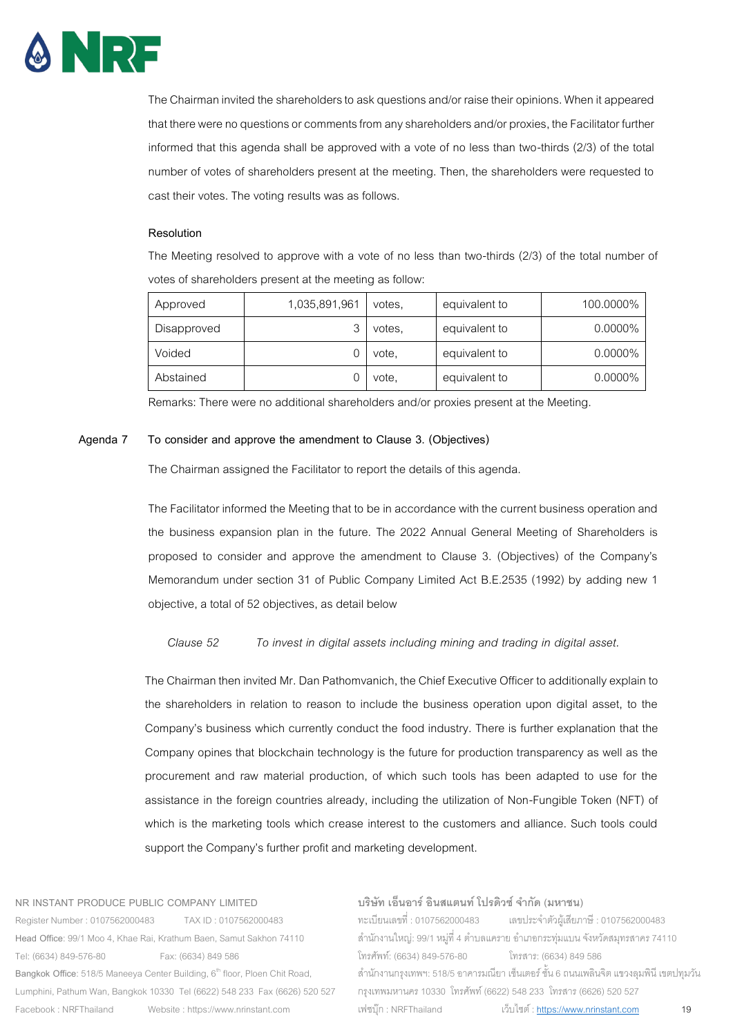The Chairman invited the shareholders to ask questions and/or raise their opinions. When it appeared that there were no questions or comments from any shareholders and/or proxies, the Facilitator further informed that this agenda shall be approved with a vote of no less than two-thirds (2/3) of the total number of votes of shareholders present at the meeting. Then, the shareholders were requested to cast their votes. The voting results was as follows.

**Resolution**

The Meeting resolved to approve with a vote of no less than two-thirds (2/3) of the total number of votes of shareholders present at the meeting as follow:

| Approved | 1,035,891,961 | votes, | equivalent to | 100.0000% |
|---|---|---|---|---|
| Disapproved | 3 | votes, | equivalent to | 0.0000% |
| Voided | 0 | vote, | equivalent to | 0.0000% |
| Abstained | 0 | vote, | equivalent to | 0.0000% |

Remarks: There were no additional shareholders and/or proxies present at the Meeting.

**Agenda 7 To consider and approve the amendment to Clause 3. (Objectives)**

The Chairman assigned the Facilitator to report the details of this agenda.

The Facilitator informed the Meeting that to be in accordance with the current business operation and the business expansion plan in the future. The 2022 Annual General Meeting of Shareholders is proposed to consider and approve the amendment to Clause 3. (Objectives) of the Company's Memorandum under section 31 of Public Company Limited Act B.E.2535 (1992) by adding new 1 objective, a total of 52 objectives, as detail below

*Clause 52 To invest in digital assets including mining and trading in digital asset.*

The Chairman then invited Mr. Dan Pathomvanich, the Chief Executive Officer to additionally explain to the shareholders in relation to reason to include the business operation upon digital asset, to the Company's business which currently conduct the food industry. There is further explanation that the Company opines that blockchain technology is the future for production transparency as well as the procurement and raw material production, of which such tools has been adapted to use for the assistance in the foreign countries already, including the utilization of Non-Fungible Token (NFT) of which is the marketing tools which crease interest to the customers and alliance. Such tools could support the Company's further profit and marketing development.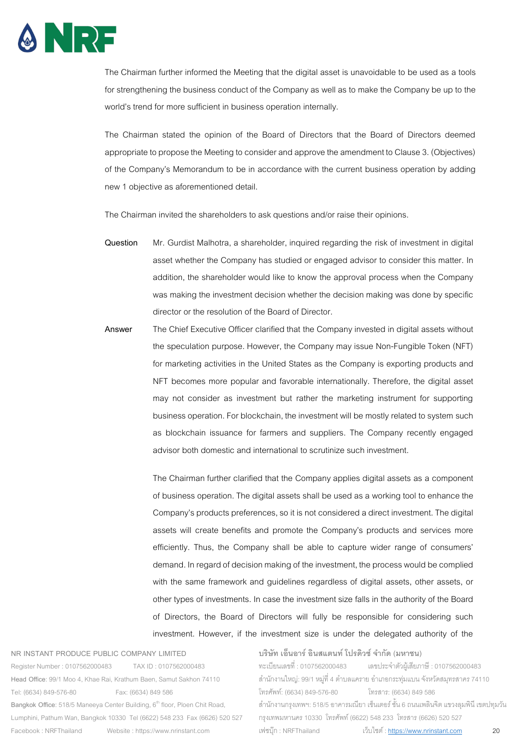The Chairman further informed the Meeting that the digital asset is unavoidable to be used as a tools for strengthening the business conduct of the Company as well as to make the Company be up to the world's trend for more sufficient in business operation internally.

The Chairman stated the opinion of the Board of Directors that the Board of Directors deemed appropriate to propose the Meeting to consider and approve the amendment to Clause 3. (Objectives) of the Company's Memorandum to be in accordance with the current business operation by adding new 1 objective as aforementioned detail.

The Chairman invited the shareholders to ask questions and/or raise their opinions.

**Question** Mr. Gurdist Malhotra, a shareholder, inquired regarding the risk of investment in digital asset whether the Company has studied or engaged advisor to consider this matter. In addition, the shareholder would like to know the approval process when the Company was making the investment decision whether the decision making was done by specific director or the resolution of the Board of Director.

**Answer** The Chief Executive Officer clarified that the Company invested in digital assets without the speculation purpose. However, the Company may issue Non-Fungible Token (NFT) for marketing activities in the United States as the Company is exporting products and NFT becomes more popular and favorable internationally. Therefore, the digital asset may not consider as investment but rather the marketing instrument for supporting business operation. For blockchain, the investment will be mostly related to system such as blockchain issuance for farmers and suppliers. The Company recently engaged advisor both domestic and international to scrutinize such investment.

The Chairman further clarified that the Company applies digital assets as a component of business operation. The digital assets shall be used as a working tool to enhance the Company's products preferences, so it is not considered a direct investment. The digital assets will create benefits and promote the Company's products and services more efficiently. Thus, the Company shall be able to capture wider range of consumers' demand. In regard of decision making of the investment, the process would be complied with the same framework and guidelines regardless of digital assets, other assets, or other types of investments. In case the investment size falls in the authority of the Board of Directors, the Board of Directors will fully be responsible for considering such investment. However, if the investment size is under the delegated authority of the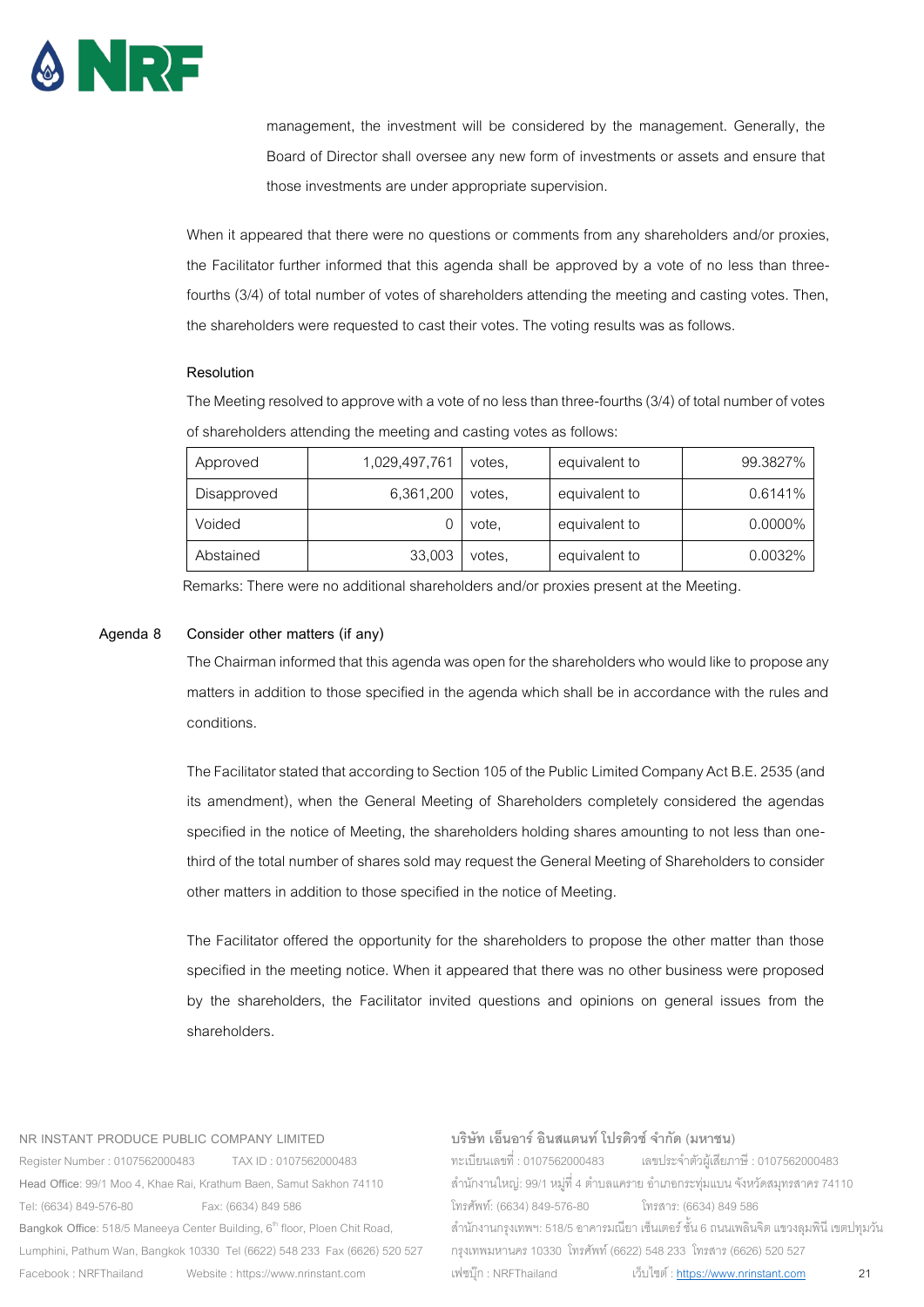management, the investment will be considered by the management. Generally, the Board of Director shall oversee any new form of investments or assets and ensure that those investments are under appropriate supervision.

When it appeared that there were no questions or comments from any shareholders and/or proxies, the Facilitator further informed that this agenda shall be approved by a vote of no less than three-fourths (3/4) of total number of votes of shareholders attending the meeting and casting votes. Then, the shareholders were requested to cast their votes. The voting results was as follows.

**Resolution**

The Meeting resolved to approve with a vote of no less than three-fourths (3/4) of total number of votes of shareholders attending the meeting and casting votes as follows:

| | | | | |
|---|---|---|---|---|
| Approved | 1,029,497,761 | votes, | equivalent to | 99.3827% |
| Disapproved | 6,361,200 | votes, | equivalent to | 0.6141% |
| Voided | 0 | vote, | equivalent to | 0.0000% |
| Abstained | 33,003 | votes, | equivalent to | 0.0032% |

Remarks: There were no additional shareholders and/or proxies present at the Meeting.

**Agenda 8 Consider other matters (if any)**

The Chairman informed that this agenda was open for the shareholders who would like to propose any matters in addition to those specified in the agenda which shall be in accordance with the rules and conditions.

The Facilitator stated that according to Section 105 of the Public Limited Company Act B.E. 2535 (and its amendment), when the General Meeting of Shareholders completely considered the agendas specified in the notice of Meeting, the shareholders holding shares amounting to not less than one-third of the total number of shares sold may request the General Meeting of Shareholders to consider other matters in addition to those specified in the notice of Meeting.

The Facilitator offered the opportunity for the shareholders to propose the other matter than those specified in the meeting notice. When it appeared that there was no other business were proposed by the shareholders, the Facilitator invited questions and opinions on general issues from the shareholders.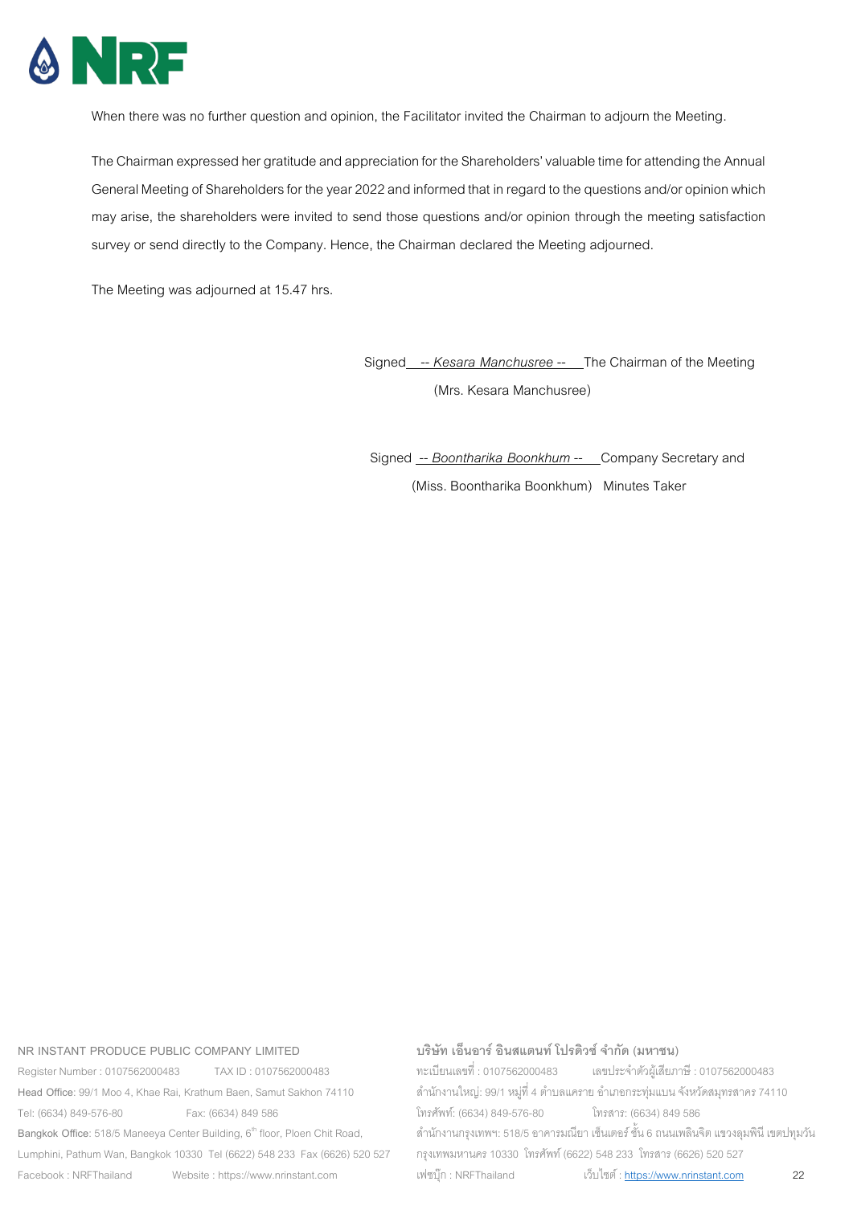When there was no further question and opinion, the Facilitator invited the Chairman to adjourn the Meeting.

The Chairman expressed her gratitude and appreciation for the Shareholders' valuable time for attending the Annual General Meeting of Shareholders for the year 2022 and informed that in regard to the questions and/or opinion which may arise, the shareholders were invited to send those questions and/or opinion through the meeting satisfaction survey or send directly to the Company. Hence, the Chairman declared the Meeting adjourned.

The Meeting was adjourned at 15.47 hrs.

Signed *-- Kesara Manchusree --* The Chairman of the Meeting
(Mrs. Kesara Manchusree)

Signed *-- Boontharika Boonkhum --* Company Secretary and
(Miss. Boontharika Boonkhum) Minutes Taker